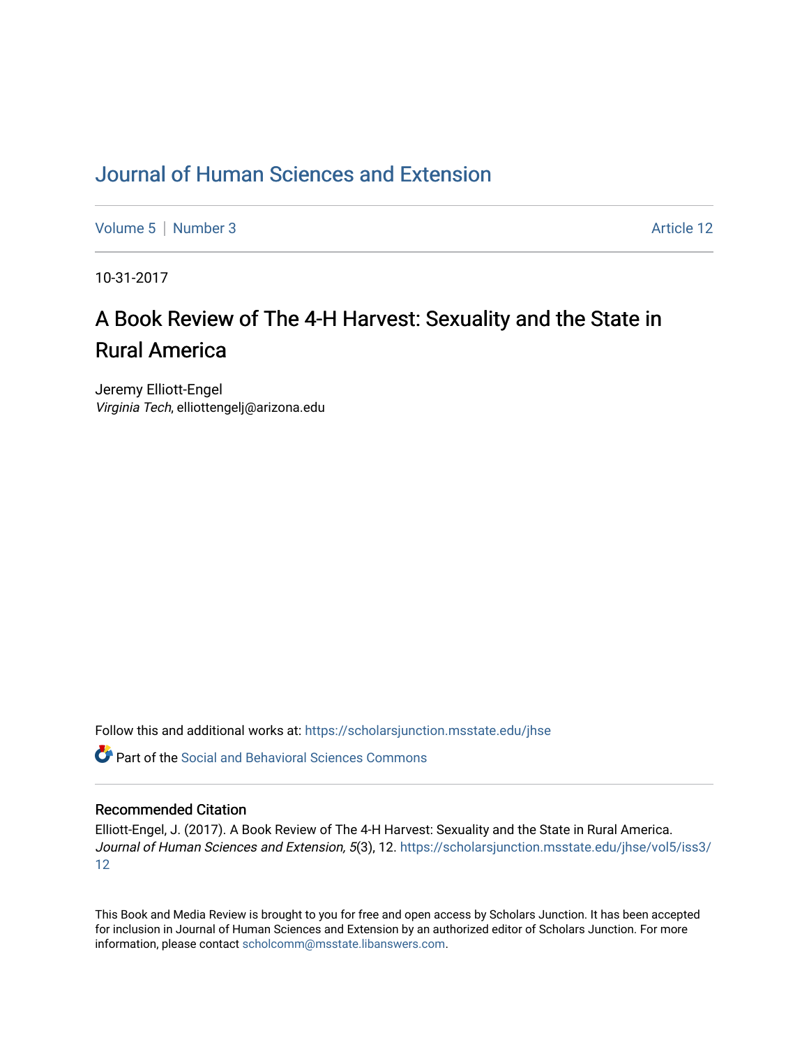# Journal of Human Sciences and Extension

Volume 5 | Number 3 Article 12

10-31-2017

## A Book Review of The 4-H Harvest: Sexuality and the State in Rural America

Jeremy Elliott-Engel
*Virginia Tech*, elliottengelj@arizona.edu

Follow this and additional works at: https://scholarsjunction.msstate.edu/jhse

Part of the Social and Behavioral Sciences Commons

### Recommended Citation

Elliott-Engel, J. (2017). A Book Review of The 4-H Harvest: Sexuality and the State in Rural America. *Journal of Human Sciences and Extension, 5*(3), 12. https://scholarsjunction.msstate.edu/jhse/vol5/iss3/12

This Book and Media Review is brought to you for free and open access by Scholars Junction. It has been accepted for inclusion in Journal of Human Sciences and Extension by an authorized editor of Scholars Junction. For more information, please contact scholcomm@msstate.libanswers.com.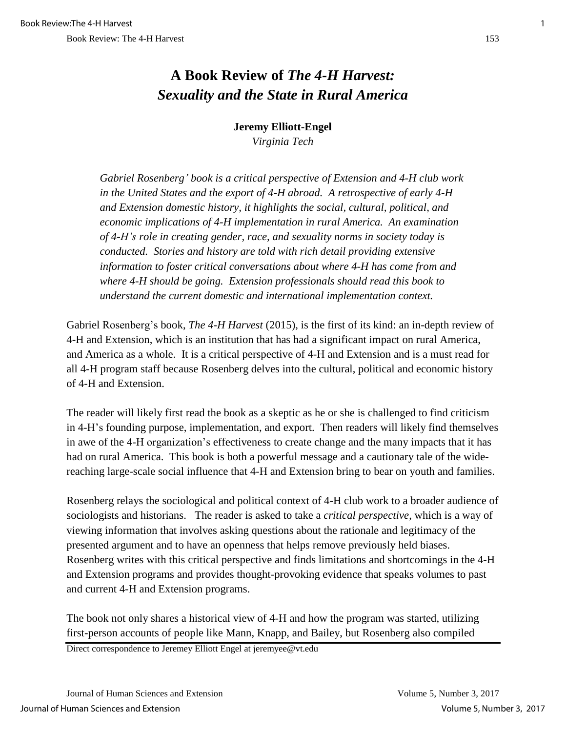// Book Review: The 4-H Harvest

# A Book Review of *The 4-H Harvest: Sexuality and the State in Rural America*

**Jeremy Elliott-Engel**
*Virginia Tech*

*Gabriel Rosenberg' book is a critical perspective of Extension and 4-H club work in the United States and the export of 4-H abroad. A retrospective of early 4-H and Extension domestic history, it highlights the social, cultural, political, and economic implications of 4-H implementation in rural America. An examination of 4-H's role in creating gender, race, and sexuality norms in society today is conducted. Stories and history are told with rich detail providing extensive information to foster critical conversations about where 4-H has come from and where 4-H should be going. Extension professionals should read this book to understand the current domestic and international implementation context.*

Gabriel Rosenberg's book, *The 4-H Harvest* (2015), is the first of its kind: an in-depth review of 4-H and Extension, which is an institution that has had a significant impact on rural America, and America as a whole. It is a critical perspective of 4-H and Extension and is a must read for all 4-H program staff because Rosenberg delves into the cultural, political and economic history of 4-H and Extension.

The reader will likely first read the book as a skeptic as he or she is challenged to find criticism in 4-H's founding purpose, implementation, and export. Then readers will likely find themselves in awe of the 4-H organization's effectiveness to create change and the many impacts that it has had on rural America. This book is both a powerful message and a cautionary tale of the wide-reaching large-scale social influence that 4-H and Extension bring to bear on youth and families.

Rosenberg relays the sociological and political context of 4-H club work to a broader audience of sociologists and historians. The reader is asked to take a *critical perspective*, which is a way of viewing information that involves asking questions about the rationale and legitimacy of the presented argument and to have an openness that helps remove previously held biases. Rosenberg writes with this critical perspective and finds limitations and shortcomings in the 4-H and Extension programs and provides thought-provoking evidence that speaks volumes to past and current 4-H and Extension programs.

The book not only shares a historical view of 4-H and how the program was started, utilizing first-person accounts of people like Mann, Knapp, and Bailey, but Rosenberg also compiled

Direct correspondence to Jeremey Elliott Engel at jeremyee@vt.edu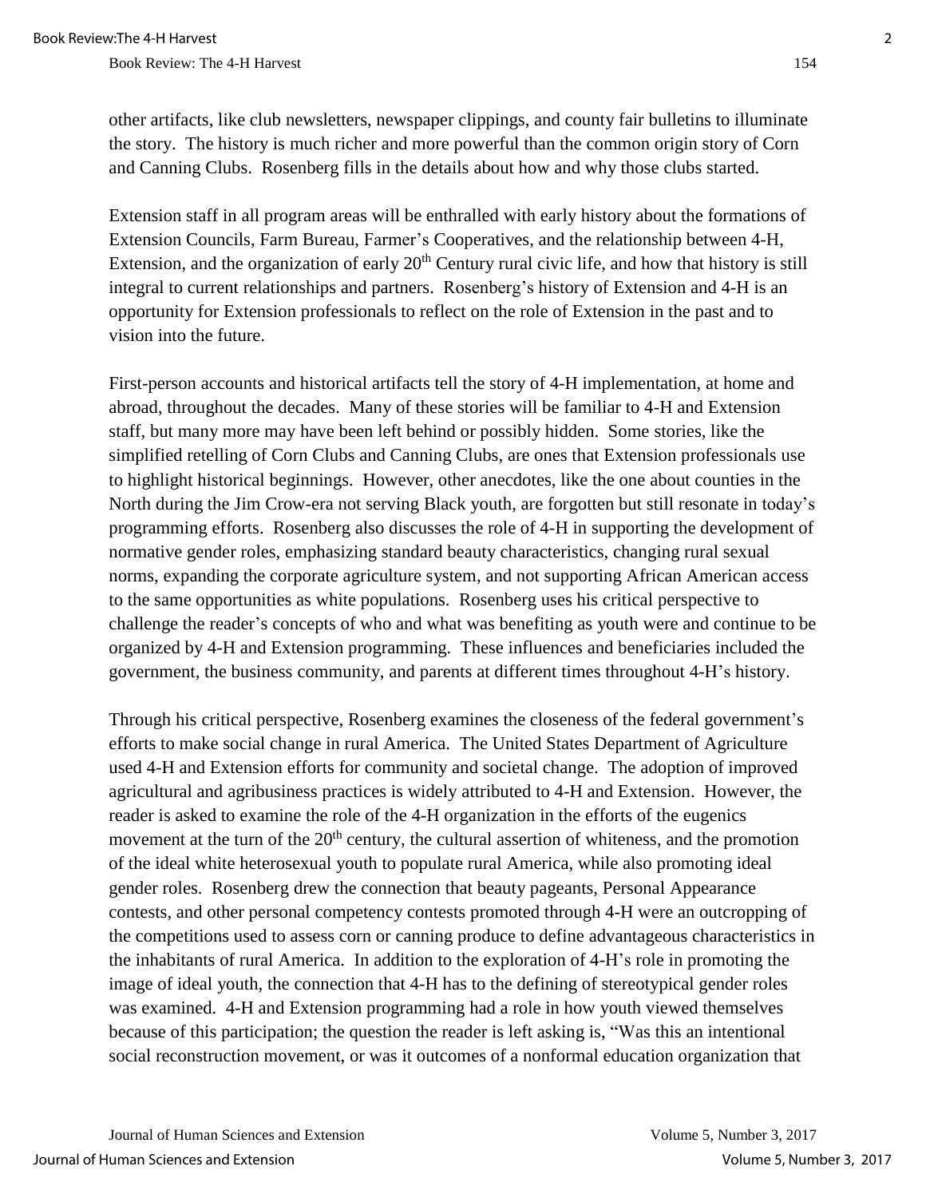other artifacts, like club newsletters, newspaper clippings, and county fair bulletins to illuminate the story. The history is much richer and more powerful than the common origin story of Corn and Canning Clubs. Rosenberg fills in the details about how and why those clubs started.

Extension staff in all program areas will be enthralled with early history about the formations of Extension Councils, Farm Bureau, Farmer's Cooperatives, and the relationship between 4-H, Extension, and the organization of early 20th Century rural civic life, and how that history is still integral to current relationships and partners. Rosenberg's history of Extension and 4-H is an opportunity for Extension professionals to reflect on the role of Extension in the past and to vision into the future.

First-person accounts and historical artifacts tell the story of 4-H implementation, at home and abroad, throughout the decades. Many of these stories will be familiar to 4-H and Extension staff, but many more may have been left behind or possibly hidden. Some stories, like the simplified retelling of Corn Clubs and Canning Clubs, are ones that Extension professionals use to highlight historical beginnings. However, other anecdotes, like the one about counties in the North during the Jim Crow-era not serving Black youth, are forgotten but still resonate in today's programming efforts. Rosenberg also discusses the role of 4-H in supporting the development of normative gender roles, emphasizing standard beauty characteristics, changing rural sexual norms, expanding the corporate agriculture system, and not supporting African American access to the same opportunities as white populations. Rosenberg uses his critical perspective to challenge the reader's concepts of who and what was benefiting as youth were and continue to be organized by 4-H and Extension programming. These influences and beneficiaries included the government, the business community, and parents at different times throughout 4-H's history.

Through his critical perspective, Rosenberg examines the closeness of the federal government's efforts to make social change in rural America. The United States Department of Agriculture used 4-H and Extension efforts for community and societal change. The adoption of improved agricultural and agribusiness practices is widely attributed to 4-H and Extension. However, the reader is asked to examine the role of the 4-H organization in the efforts of the eugenics movement at the turn of the 20th century, the cultural assertion of whiteness, and the promotion of the ideal white heterosexual youth to populate rural America, while also promoting ideal gender roles. Rosenberg drew the connection that beauty pageants, Personal Appearance contests, and other personal competency contests promoted through 4-H were an outcropping of the competitions used to assess corn or canning produce to define advantageous characteristics in the inhabitants of rural America. In addition to the exploration of 4-H's role in promoting the image of ideal youth, the connection that 4-H has to the defining of stereotypical gender roles was examined. 4-H and Extension programming had a role in how youth viewed themselves because of this participation; the question the reader is left asking is, "Was this an intentional social reconstruction movement, or was it outcomes of a nonformal education organization that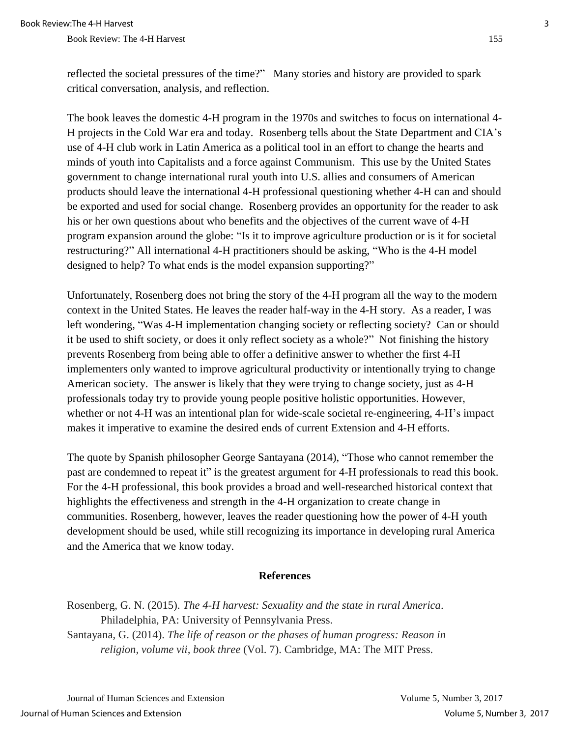reflected the societal pressures of the time?" Many stories and history are provided to spark critical conversation, analysis, and reflection.

The book leaves the domestic 4-H program in the 1970s and switches to focus on international 4-H projects in the Cold War era and today. Rosenberg tells about the State Department and CIA's use of 4-H club work in Latin America as a political tool in an effort to change the hearts and minds of youth into Capitalists and a force against Communism. This use by the United States government to change international rural youth into U.S. allies and consumers of American products should leave the international 4-H professional questioning whether 4-H can and should be exported and used for social change. Rosenberg provides an opportunity for the reader to ask his or her own questions about who benefits and the objectives of the current wave of 4-H program expansion around the globe: "Is it to improve agriculture production or is it for societal restructuring?" All international 4-H practitioners should be asking, "Who is the 4-H model designed to help? To what ends is the model expansion supporting?"

Unfortunately, Rosenberg does not bring the story of the 4-H program all the way to the modern context in the United States. He leaves the reader half-way in the 4-H story. As a reader, I was left wondering, "Was 4-H implementation changing society or reflecting society? Can or should it be used to shift society, or does it only reflect society as a whole?" Not finishing the history prevents Rosenberg from being able to offer a definitive answer to whether the first 4-H implementers only wanted to improve agricultural productivity or intentionally trying to change American society. The answer is likely that they were trying to change society, just as 4-H professionals today try to provide young people positive holistic opportunities. However, whether or not 4-H was an intentional plan for wide-scale societal re-engineering, 4-H's impact makes it imperative to examine the desired ends of current Extension and 4-H efforts.

The quote by Spanish philosopher George Santayana (2014), "Those who cannot remember the past are condemned to repeat it" is the greatest argument for 4-H professionals to read this book. For the 4-H professional, this book provides a broad and well-researched historical context that highlights the effectiveness and strength in the 4-H organization to create change in communities. Rosenberg, however, leaves the reader questioning how the power of 4-H youth development should be used, while still recognizing its importance in developing rural America and the America that we know today.

## References

Rosenberg, G. N. (2015). *The 4-H harvest: Sexuality and the state in rural America*. Philadelphia, PA: University of Pennsylvania Press.

Santayana, G. (2014). *The life of reason or the phases of human progress: Reason in religion, volume vii, book three* (Vol. 7). Cambridge, MA: The MIT Press.